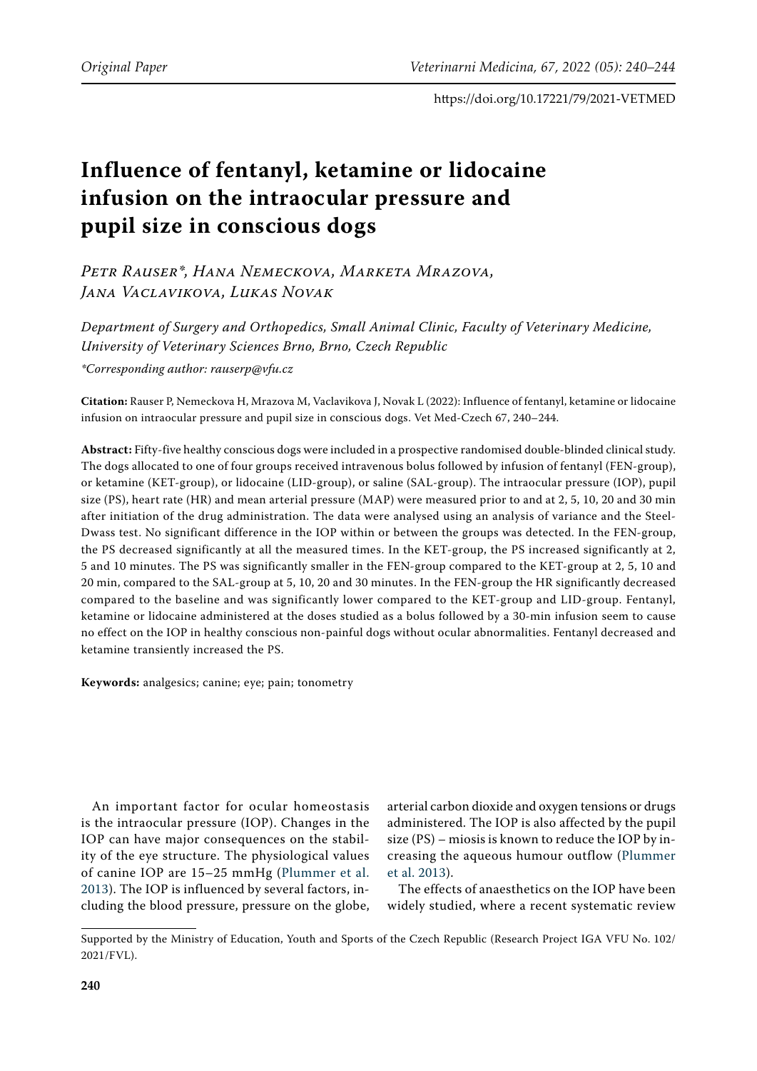# Influence of fentanyl, ketamine or lidocaine infusion on the intraocular pressure and pupil size in conscious dogs

*Petr Rauser\*, Hana Nemeckova, Marketa Mrazova, Jana Vaclavikova, Lukas Novak*

*Department of Surgery and Orthopedics, Small Animal Clinic, Faculty of Veterinary Medicine, University of Veterinary Sciences Brno, Brno, Czech Republic*

*\*Corresponding author: rauserp@vfu.cz*

**Citation:** Rauser P, Nemeckova H, Mrazova M, Vaclavikova J, Novak L (2022): Influence of fentanyl, ketamine or lidocaine infusion on intraocular pressure and pupil size in conscious dogs. Vet Med-Czech 67, 240–244.

**Abstract:** Fifty-five healthy conscious dogs were included in a prospective randomised double-blinded clinical study. The dogs allocated to one of four groups received intravenous bolus followed by infusion of fentanyl (FEN-group), or ketamine (KET-group), or lidocaine (LID-group), or saline (SAL-group). The intraocular pressure (IOP), pupil size (PS), heart rate (HR) and mean arterial pressure (MAP) were measured prior to and at 2, 5, 10, 20 and 30 min after initiation of the drug administration. The data were analysed using an analysis of variance and the Steel-Dwass test. No significant difference in the IOP within or between the groups was detected. In the FEN-group, the PS decreased significantly at all the measured times. In the KET-group, the PS increased significantly at 2, 5 and 10 minutes. The PS was significantly smaller in the FEN-group compared to the KET-group at 2, 5, 10 and 20 min, compared to the SAL-group at 5, 10, 20 and 30 minutes. In the FEN-group the HR significantly decreased compared to the baseline and was significantly lower compared to the KET-group and LID-group. Fentanyl, ketamine or lidocaine administered at the doses studied as a bolus followed by a 30-min infusion seem to cause no effect on the IOP in healthy conscious non-painful dogs without ocular abnormalities. Fentanyl decreased and ketamine transiently increased the PS.

**Keywords:** analgesics; canine; eye; pain; tonometry

An important factor for ocular homeostasis is the intraocular pressure (IOP). Changes in the IOP can have major consequences on the stability of the eye structure. The physiological values of canine IOP are 15–25 mmHg (Plummer et al. 2013). The IOP is influenced by several factors, including the blood pressure, pressure on the globe, arterial carbon dioxide and oxygen tensions or drugs administered. The IOP is also affected by the pupil size (PS) – miosis is known to reduce the IOP by increasing the aqueous humour outflow (Plummer et al. 2013).

The effects of anaesthetics on the IOP have been widely studied, where a recent systematic review

Supported by the Ministry of Education, Youth and Sports of the Czech Republic (Research Project IGA VFU No. 102/2021/FVL).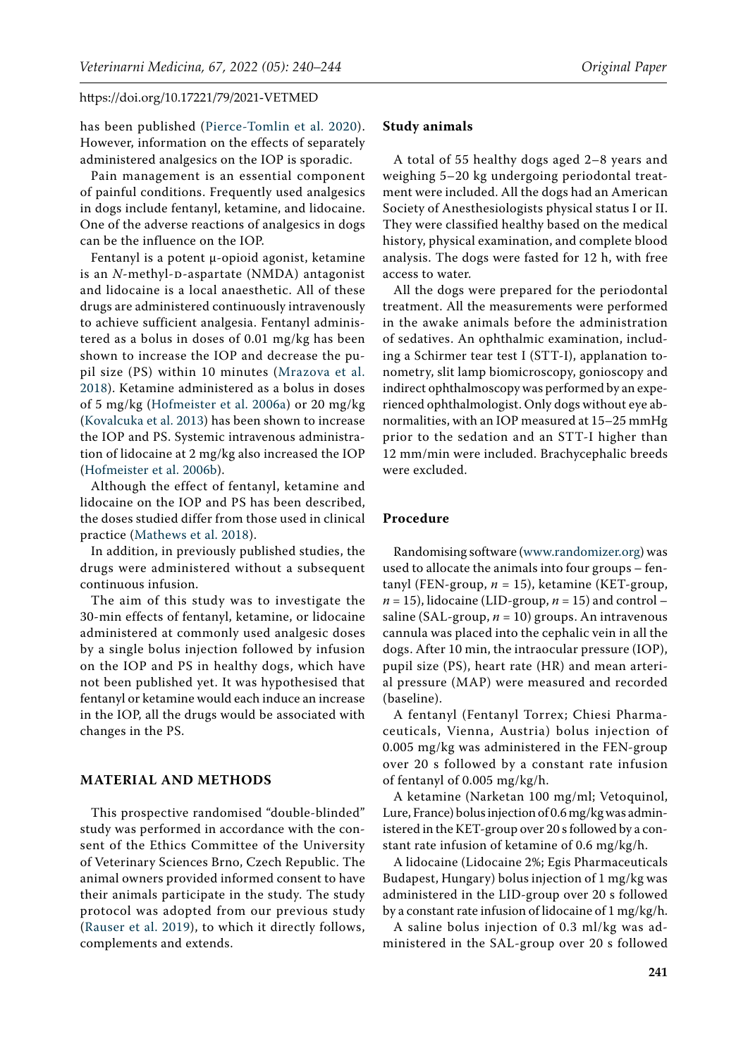has been published (Pierce-Tomlin et al. 2020). However, information on the effects of separately administered analgesics on the IOP is sporadic.

Pain management is an essential component of painful conditions. Frequently used analgesics in dogs include fentanyl, ketamine, and lidocaine. One of the adverse reactions of analgesics in dogs can be the influence on the IOP.

Fentanyl is a potent μ-opioid agonist, ketamine is an *N*-methyl-D-aspartate (NMDA) antagonist and lidocaine is a local anaesthetic. All of these drugs are administered continuously intravenously to achieve sufficient analgesia. Fentanyl administered as a bolus in doses of 0.01 mg/kg has been shown to increase the IOP and decrease the pupil size (PS) within 10 minutes (Mrazova et al. 2018). Ketamine administered as a bolus in doses of 5 mg/kg (Hofmeister et al. 2006a) or 20 mg/kg (Kovalcuka et al. 2013) has been shown to increase the IOP and PS. Systemic intravenous administration of lidocaine at 2 mg/kg also increased the IOP (Hofmeister et al. 2006b).

Although the effect of fentanyl, ketamine and lidocaine on the IOP and PS has been described, the doses studied differ from those used in clinical practice (Mathews et al. 2018).

In addition, in previously published studies, the drugs were administered without a subsequent continuous infusion.

The aim of this study was to investigate the 30-min effects of fentanyl, ketamine, or lidocaine administered at commonly used analgesic doses by a single bolus injection followed by infusion on the IOP and PS in healthy dogs, which have not been published yet. It was hypothesised that fentanyl or ketamine would each induce an increase in the IOP, all the drugs would be associated with changes in the PS.

## MATERIAL AND METHODS

This prospective randomised "double-blinded" study was performed in accordance with the consent of the Ethics Committee of the University of Veterinary Sciences Brno, Czech Republic. The animal owners provided informed consent to have their animals participate in the study. The study protocol was adopted from our previous study (Rauser et al. 2019), to which it directly follows, complements and extends.

### Study animals

A total of 55 healthy dogs aged 2–8 years and weighing 5–20 kg undergoing periodontal treatment were included. All the dogs had an American Society of Anesthesiologists physical status I or II. They were classified healthy based on the medical history, physical examination, and complete blood analysis. The dogs were fasted for 12 h, with free access to water.

All the dogs were prepared for the periodontal treatment. All the measurements were performed in the awake animals before the administration of sedatives. An ophthalmic examination, including a Schirmer tear test I (STT-I), applanation tonometry, slit lamp biomicroscopy, gonioscopy and indirect ophthalmoscopy was performed by an experienced ophthalmologist. Only dogs without eye abnormalities, with an IOP measured at 15–25 mmHg prior to the sedation and an STT-I higher than 12 mm/min were included. Brachycephalic breeds were excluded.

### Procedure

Randomising software (www.randomizer.org) was used to allocate the animals into four groups – fentanyl (FEN-group, $n = 15$), ketamine (KET-group, $n = 15$), lidocaine (LID-group, $n = 15$) and control – saline (SAL-group, $n = 10$) groups. An intravenous cannula was placed into the cephalic vein in all the dogs. After 10 min, the intraocular pressure (IOP), pupil size (PS), heart rate (HR) and mean arterial pressure (MAP) were measured and recorded (baseline).

A fentanyl (Fentanyl Torrex; Chiesi Pharmaceuticals, Vienna, Austria) bolus injection of 0.005 mg/kg was administered in the FEN-group over 20 s followed by a constant rate infusion of fentanyl of 0.005 mg/kg/h.

A ketamine (Narketan 100 mg/ml; Vetoquinol, Lure, France) bolus injection of 0.6 mg/kg was administered in the KET-group over 20 s followed by a constant rate infusion of ketamine of 0.6 mg/kg/h.

A lidocaine (Lidocaine 2%; Egis Pharmaceuticals Budapest, Hungary) bolus injection of 1 mg/kg was administered in the LID-group over 20 s followed by a constant rate infusion of lidocaine of 1 mg/kg/h.

A saline bolus injection of 0.3 ml/kg was administered in the SAL-group over 20 s followed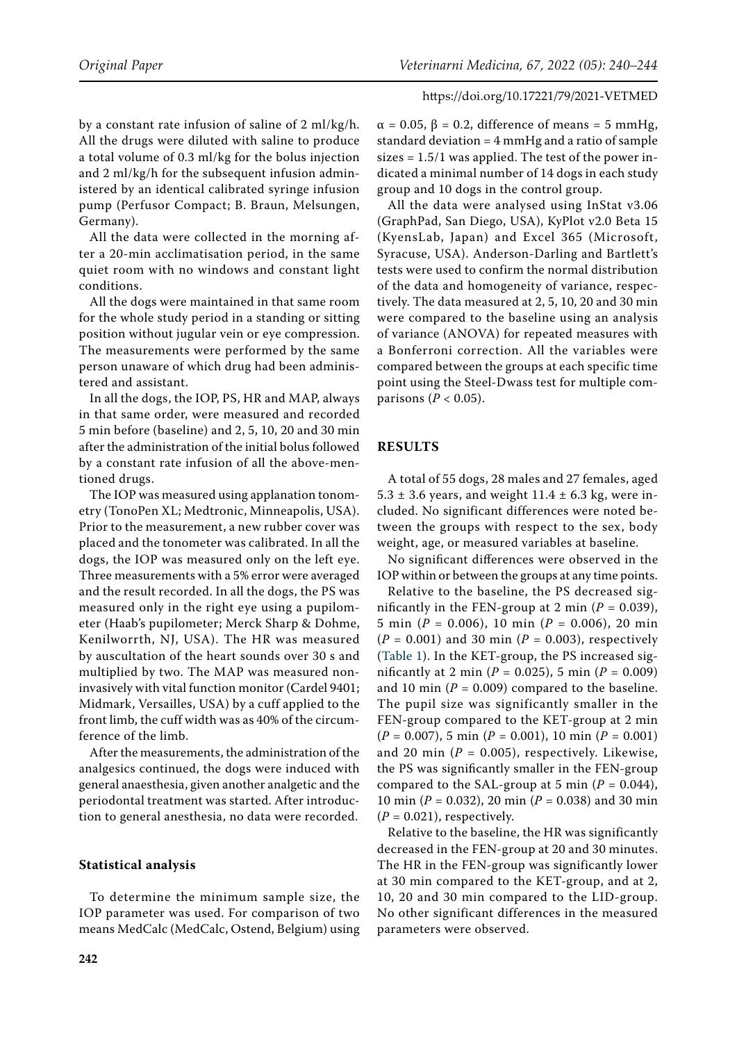by a constant rate infusion of saline of 2 ml/kg/h. All the drugs were diluted with saline to produce a total volume of 0.3 ml/kg for the bolus injection and 2 ml/kg/h for the subsequent infusion administered by an identical calibrated syringe infusion pump (Perfusor Compact; B. Braun, Melsungen, Germany).

All the data were collected in the morning after a 20-min acclimatisation period, in the same quiet room with no windows and constant light conditions.

All the dogs were maintained in that same room for the whole study period in a standing or sitting position without jugular vein or eye compression. The measurements were performed by the same person unaware of which drug had been administered and assistant.

In all the dogs, the IOP, PS, HR and MAP, always in that same order, were measured and recorded 5 min before (baseline) and 2, 5, 10, 20 and 30 min after the administration of the initial bolus followed by a constant rate infusion of all the above-mentioned drugs.

The IOP was measured using applanation tonometry (TonoPen XL; Medtronic, Minneapolis, USA). Prior to the measurement, a new rubber cover was placed and the tonometer was calibrated. In all the dogs, the IOP was measured only on the left eye. Three measurements with a 5% error were averaged and the result recorded. In all the dogs, the PS was measured only in the right eye using a pupilometer (Haab's pupilometer; Merck Sharp & Dohme, Kenilworrth, NJ, USA). The HR was measured by auscultation of the heart sounds over 30 s and multiplied by two. The MAP was measured non-invasively with vital function monitor (Cardel 9401; Midmark, Versailles, USA) by a cuff applied to the front limb, the cuff width was as 40% of the circumference of the limb.

After the measurements, the administration of the analgesics continued, the dogs were induced with general anaesthesia, given another analgetic and the periodontal treatment was started. After introduction to general anesthesia, no data were recorded.

### Statistical analysis

To determine the minimum sample size, the IOP parameter was used. For comparison of two means MedCalc (MedCalc, Ostend, Belgium) using $\alpha = 0.05$, $\beta = 0.2$, difference of means = 5 mmHg, standard deviation = 4 mmHg and a ratio of sample sizes = 1.5/1 was applied. The test of the power indicated a minimal number of 14 dogs in each study group and 10 dogs in the control group.

All the data were analysed using InStat v3.06 (GraphPad, San Diego, USA), KyPlot v2.0 Beta 15 (KyensLab, Japan) and Excel 365 (Microsoft, Syracuse, USA). Anderson-Darling and Bartlett's tests were used to confirm the normal distribution of the data and homogeneity of variance, respectively. The data measured at 2, 5, 10, 20 and 30 min were compared to the baseline using an analysis of variance (ANOVA) for repeated measures with a Bonferroni correction. All the variables were compared between the groups at each specific time point using the Steel-Dwass test for multiple comparisons ($P < 0.05$).

## RESULTS

A total of 55 dogs, 28 males and 27 females, aged $5.3 \pm 3.6$ years, and weight $11.4 \pm 6.3$ kg, were included. No significant differences were noted between the groups with respect to the sex, body weight, age, or measured variables at baseline.

No significant differences were observed in the IOP within or between the groups at any time points.

Relative to the baseline, the PS decreased significantly in the FEN-group at 2 min ($P = 0.039$), 5 min ($P = 0.006$), 10 min ($P = 0.006$), 20 min ($P = 0.001$) and 30 min ($P = 0.003$), respectively (Table 1). In the KET-group, the PS increased significantly at 2 min ($P = 0.025$), 5 min ($P = 0.009$) and 10 min ($P = 0.009$) compared to the baseline. The pupil size was significantly smaller in the FEN-group compared to the KET-group at 2 min ($P = 0.007$), 5 min ($P = 0.001$), 10 min ($P = 0.001$) and 20 min ($P = 0.005$), respectively. Likewise, the PS was significantly smaller in the FEN-group compared to the SAL-group at 5 min ($P = 0.044$), 10 min ($P = 0.032$), 20 min ($P = 0.038$) and 30 min ($P = 0.021$), respectively.

Relative to the baseline, the HR was significantly decreased in the FEN-group at 20 and 30 minutes. The HR in the FEN-group was significantly lower at 30 min compared to the KET-group, and at 2, 10, 20 and 30 min compared to the LID-group. No other significant differences in the measured parameters were observed.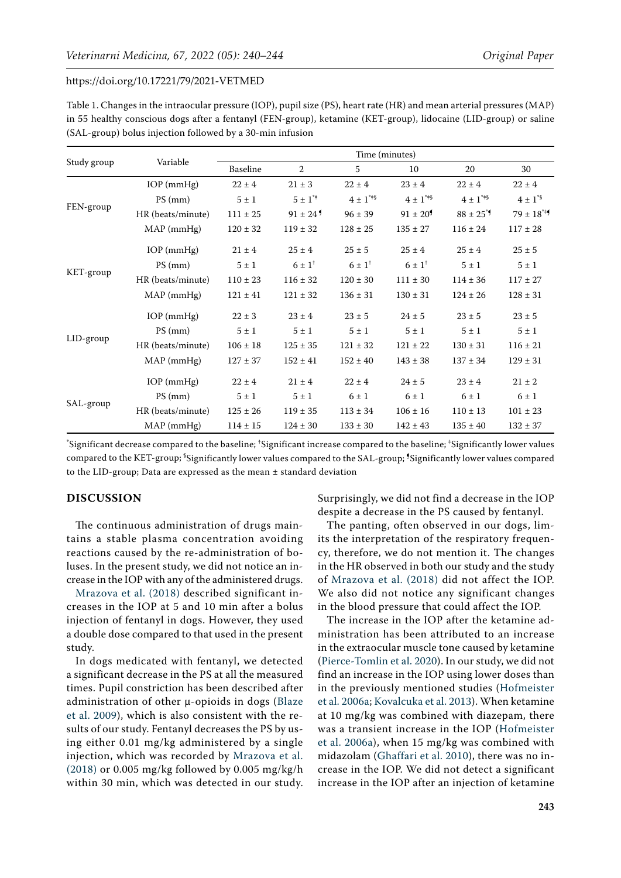Table 1. Changes in the intraocular pressure (IOP), pupil size (PS), heart rate (HR) and mean arterial pressures (MAP) in 55 healthy conscious dogs after a fentanyl (FEN-group), ketamine (KET-group), lidocaine (LID-group) or saline (SAL-group) bolus injection followed by a 30-min infusion

| Study group | Variable | Time (minutes) | | | | | |
|---|---|---|---|---|---|---|---|
| | | Baseline | 2 | 5 | 10 | 20 | 30 |
| FEN-group | IOP (mmHg) | 22 ± 4 | 21 ± 3 | 22 ± 4 | 23 ± 4 | 22 ± 4 | 22 ± 4 |
| | PS (mm) | 5 ± 1 | 5 ± 1[*‡] | 4 ± 1[*‡§] | 4 ± 1[*‡§] | 4 ± 1[*‡§] | 4 ± 1[*§] |
| | HR (beats/minute) | 111 ± 25 | 91 ± 24[¶] | 96 ± 39 | 91 ± 20[¶] | 88 ± 25[*¶] | 79 ± 18[*‡¶] |
| | MAP (mmHg) | 120 ± 32 | 119 ± 32 | 128 ± 25 | 135 ± 27 | 116 ± 24 | 117 ± 28 |
| KET-group | IOP (mmHg) | 21 ± 4 | 25 ± 4 | 25 ± 5 | 25 ± 4 | 25 ± 4 | 25 ± 5 |
| | PS (mm) | 5 ± 1 | 6 ± 1[†] | 6 ± 1[†] | 6 ± 1[†] | 5 ± 1 | 5 ± 1 |
| | HR (beats/minute) | 110 ± 23 | 116 ± 32 | 120 ± 30 | 111 ± 30 | 114 ± 36 | 117 ± 27 |
| | MAP (mmHg) | 121 ± 41 | 121 ± 32 | 136 ± 31 | 130 ± 31 | 124 ± 26 | 128 ± 31 |
| LID-group | IOP (mmHg) | 22 ± 3 | 23 ± 4 | 23 ± 5 | 24 ± 5 | 23 ± 5 | 23 ± 5 |
| | PS (mm) | 5 ± 1 | 5 ± 1 | 5 ± 1 | 5 ± 1 | 5 ± 1 | 5 ± 1 |
| | HR (beats/minute) | 106 ± 18 | 125 ± 35 | 121 ± 32 | 121 ± 22 | 130 ± 31 | 116 ± 21 |
| | MAP (mmHg) | 127 ± 37 | 152 ± 41 | 152 ± 40 | 143 ± 38 | 137 ± 34 | 129 ± 31 |
| SAL-group | IOP (mmHg) | 22 ± 4 | 21 ± 4 | 22 ± 4 | 24 ± 4 | 23 ± 4 | 21 ± 2 |
| | PS (mm) | 5 ± 1 | 5 ± 1 | 6 ± 1 | 6 ± 1 | 6 ± 1 | 6 ± 1 |
| | HR (beats/minute) | 125 ± 26 | 119 ± 35 | 113 ± 34 | 106 ± 16 | 110 ± 13 | 101 ± 23 |
| | MAP (mmHg) | 114 ± 15 | 124 ± 30 | 133 ± 30 | 142 ± 43 | 135 ± 40 | 132 ± 37 |

[*]Significant decrease compared to the baseline; [†]Significant increase compared to the baseline; [‡]Significantly lower values compared to the KET-group; [§]Significantly lower values compared to the SAL-group; [¶]Significantly lower values compared to the LID-group; Data are expressed as the mean ± standard deviation

## DISCUSSION

The continuous administration of drugs maintains a stable plasma concentration avoiding reactions caused by the re-administration of boluses. In the present study, we did not notice an increase in the IOP with any of the administered drugs.

Mrazova et al. (2018) described significant increases in the IOP at 5 and 10 min after a bolus injection of fentanyl in dogs. However, they used a double dose compared to that used in the present study.

In dogs medicated with fentanyl, we detected a significant decrease in the PS at all the measured times. Pupil constriction has been described after administration of other μ-opioids in dogs (Blaze et al. 2009), which is also consistent with the results of our study. Fentanyl decreases the PS by using either 0.01 mg/kg administered by a single injection, which was recorded by Mrazova et al. (2018) or 0.005 mg/kg followed by 0.005 mg/kg/h within 30 min, which was detected in our study. Surprisingly, we did not find a decrease in the IOP despite a decrease in the PS caused by fentanyl.

The panting, often observed in our dogs, limits the interpretation of the respiratory frequency, therefore, we do not mention it. The changes in the HR observed in both our study and the study of Mrazova et al. (2018) did not affect the IOP. We also did not notice any significant changes in the blood pressure that could affect the IOP.

The increase in the IOP after the ketamine administration has been attributed to an increase in the extraocular muscle tone caused by ketamine (Pierce-Tomlin et al. 2020). In our study, we did not find an increase in the IOP using lower doses than in the previously mentioned studies (Hofmeister et al. 2006a; Kovalcuka et al. 2013). When ketamine at 10 mg/kg was combined with diazepam, there was a transient increase in the IOP (Hofmeister et al. 2006a), when 15 mg/kg was combined with midazolam (Ghaffari et al. 2010), there was no increase in the IOP. We did not detect a significant increase in the IOP after an injection of ketamine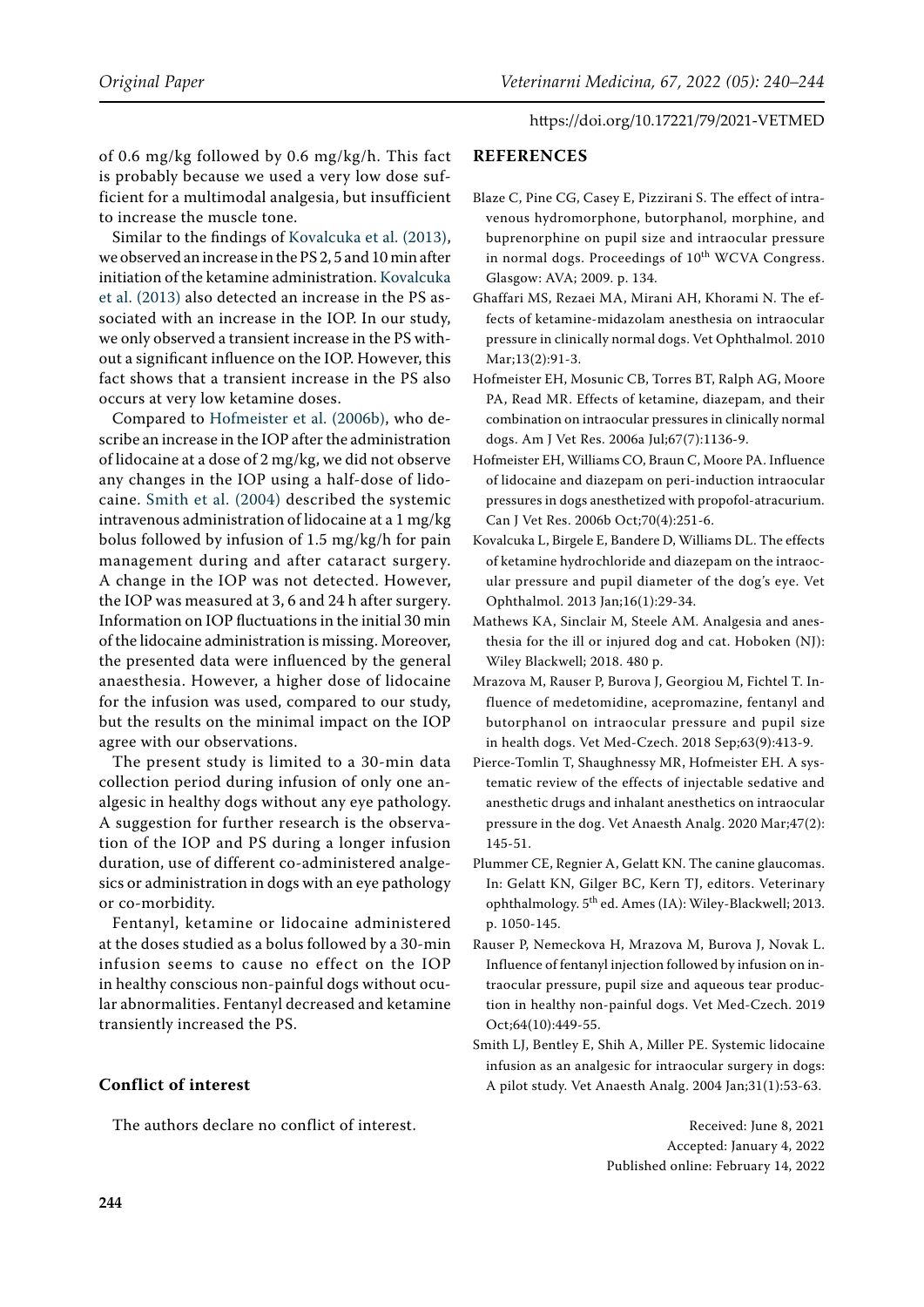of 0.6 mg/kg followed by 0.6 mg/kg/h. This fact is probably because we used a very low dose sufficient for a multimodal analgesia, but insufficient to increase the muscle tone.

Similar to the findings of Kovalcuka et al. (2013), we observed an increase in the PS 2, 5 and 10 min after initiation of the ketamine administration. Kovalcuka et al. (2013) also detected an increase in the PS associated with an increase in the IOP. In our study, we only observed a transient increase in the PS without a significant influence on the IOP. However, this fact shows that a transient increase in the PS also occurs at very low ketamine doses.

Compared to Hofmeister et al. (2006b), who describe an increase in the IOP after the administration of lidocaine at a dose of 2 mg/kg, we did not observe any changes in the IOP using a half-dose of lidocaine. Smith et al. (2004) described the systemic intravenous administration of lidocaine at a 1 mg/kg bolus followed by infusion of 1.5 mg/kg/h for pain management during and after cataract surgery. A change in the IOP was not detected. However, the IOP was measured at 3, 6 and 24 h after surgery. Information on IOP fluctuations in the initial 30 min of the lidocaine administration is missing. Moreover, the presented data were influenced by the general anaesthesia. However, a higher dose of lidocaine for the infusion was used, compared to our study, but the results on the minimal impact on the IOP agree with our observations.

The present study is limited to a 30-min data collection period during infusion of only one analgesic in healthy dogs without any eye pathology. A suggestion for further research is the observation of the IOP and PS during a longer infusion duration, use of different co-administered analgesics or administration in dogs with an eye pathology or co-morbidity.

Fentanyl, ketamine or lidocaine administered at the doses studied as a bolus followed by a 30-min infusion seems to cause no effect on the IOP in healthy conscious non-painful dogs without ocular abnormalities. Fentanyl decreased and ketamine transiently increased the PS.

## Conflict of interest

The authors declare no conflict of interest.

## REFERENCES

Blaze C, Pine CG, Casey E, Pizzirani S. The effect of intravenous hydromorphone, butorphanol, morphine, and buprenorphine on pupil size and intraocular pressure in normal dogs. Proceedings of 10[th] WCVA Congress. Glasgow: AVA; 2009. p. 134.

Ghaffari MS, Rezaei MA, Mirani AH, Khorami N. The effects of ketamine-midazolam anesthesia on intraocular pressure in clinically normal dogs. Vet Ophthalmol. 2010 Mar;13(2):91-3.

Hofmeister EH, Mosunic CB, Torres BT, Ralph AG, Moore PA, Read MR. Effects of ketamine, diazepam, and their combination on intraocular pressures in clinically normal dogs. Am J Vet Res. 2006a Jul;67(7):1136-9.

Hofmeister EH, Williams CO, Braun C, Moore PA. Influence of lidocaine and diazepam on peri-induction intraocular pressures in dogs anesthetized with propofol-atracurium. Can J Vet Res. 2006b Oct;70(4):251-6.

Kovalcuka L, Birgele E, Bandere D, Williams DL. The effects of ketamine hydrochloride and diazepam on the intraocular pressure and pupil diameter of the dog's eye. Vet Ophthalmol. 2013 Jan;16(1):29-34.

Mathews KA, Sinclair M, Steele AM. Analgesia and anesthesia for the ill or injured dog and cat. Hoboken (NJ): Wiley Blackwell; 2018. 480 p.

Mrazova M, Rauser P, Burova J, Georgiou M, Fichtel T. Influence of medetomidine, acepromazine, fentanyl and butorphanol on intraocular pressure and pupil size in health dogs. Vet Med-Czech. 2018 Sep;63(9):413-9.

Pierce-Tomlin T, Shaughnessy MR, Hofmeister EH. A systematic review of the effects of injectable sedative and anesthetic drugs and inhalant anesthetics on intraocular pressure in the dog. Vet Anaesth Analg. 2020 Mar;47(2):145-51.

Plummer CE, Regnier A, Gelatt KN. The canine glaucomas. In: Gelatt KN, Gilger BC, Kern TJ, editors. Veterinary ophthalmology. 5[th] ed. Ames (IA): Wiley-Blackwell; 2013. p. 1050-145.

Rauser P, Nemeckova H, Mrazova M, Burova J, Novak L. Influence of fentanyl injection followed by infusion on intraocular pressure, pupil size and aqueous tear production in healthy non-painful dogs. Vet Med-Czech. 2019 Oct;64(10):449-55.

Smith LJ, Bentley E, Shih A, Miller PE. Systemic lidocaine infusion as an analgesic for intraocular surgery in dogs: A pilot study. Vet Anaesth Analg. 2004 Jan;31(1):53-63.

Received: June 8, 2021
Accepted: January 4, 2022
Published online: February 14, 2022